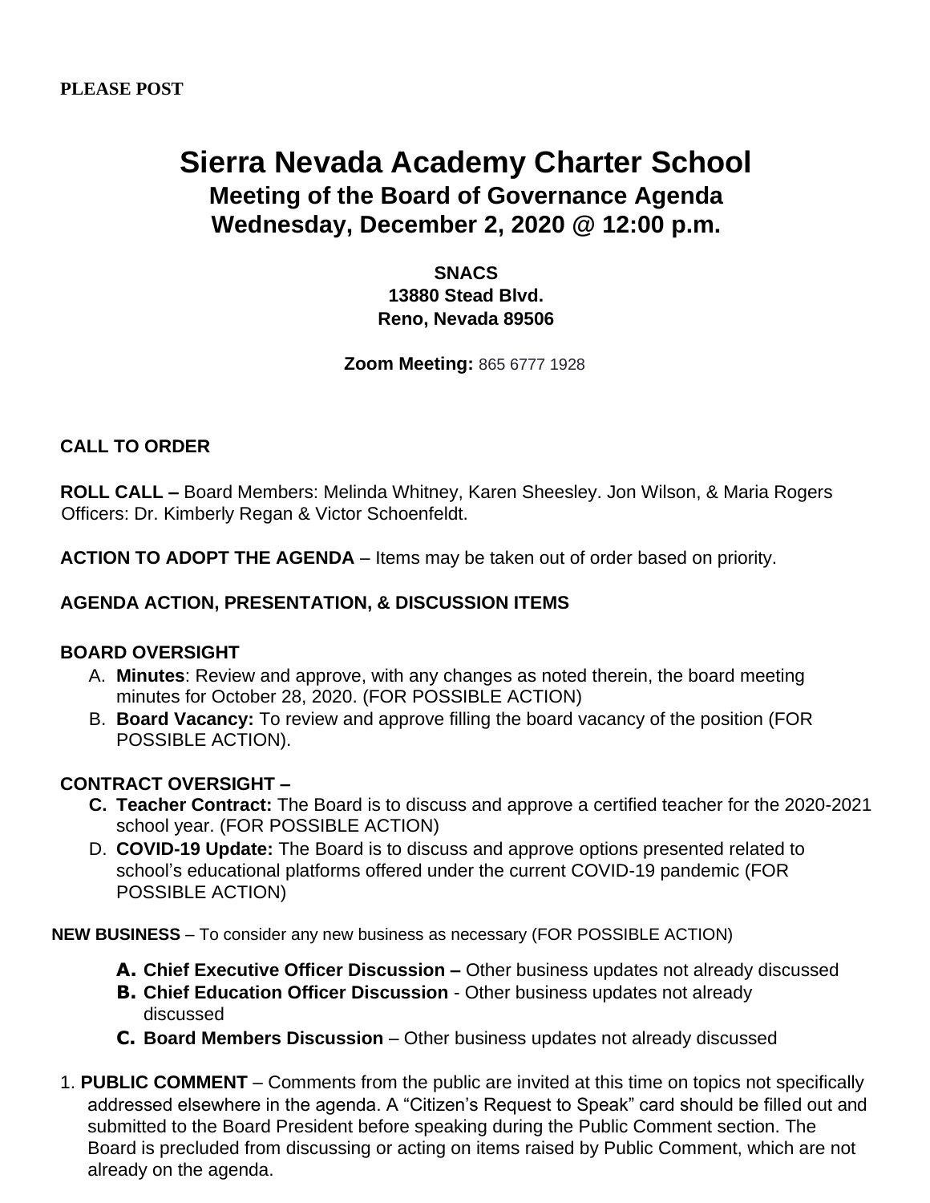**PLEASE POST**

# Sierra Nevada Academy Charter School

## Meeting of the Board of Governance Agenda
## Wednesday, December 2, 2020 @ 12:00 p.m.

**SNACS**
**13880 Stead Blvd.**
**Reno, Nevada 89506**

**Zoom Meeting:** 865 6777 1928

**CALL TO ORDER**

**ROLL CALL –** Board Members: Melinda Whitney, Karen Sheesley. Jon Wilson, & Maria Rogers Officers: Dr. Kimberly Regan & Victor Schoenfeldt.

**ACTION TO ADOPT THE AGENDA** – Items may be taken out of order based on priority.

**AGENDA ACTION, PRESENTATION, & DISCUSSION ITEMS**

**BOARD OVERSIGHT**

A. **Minutes**: Review and approve, with any changes as noted therein, the board meeting minutes for October 28, 2020. (FOR POSSIBLE ACTION)
B. **Board Vacancy:** To review and approve filling the board vacancy of the position (FOR POSSIBLE ACTION).

**CONTRACT OVERSIGHT –**

C. **Teacher Contract:** The Board is to discuss and approve a certified teacher for the 2020-2021 school year. (FOR POSSIBLE ACTION)
D. **COVID-19 Update:** The Board is to discuss and approve options presented related to school's educational platforms offered under the current COVID-19 pandemic (FOR POSSIBLE ACTION)

**NEW BUSINESS** – To consider any new business as necessary (FOR POSSIBLE ACTION)

A. **Chief Executive Officer Discussion –** Other business updates not already discussed
B. **Chief Education Officer Discussion** - Other business updates not already discussed
C. **Board Members Discussion** – Other business updates not already discussed

1. **PUBLIC COMMENT** – Comments from the public are invited at this time on topics not specifically addressed elsewhere in the agenda. A "Citizen's Request to Speak" card should be filled out and submitted to the Board President before speaking during the Public Comment section. The Board is precluded from discussing or acting on items raised by Public Comment, which are not already on the agenda.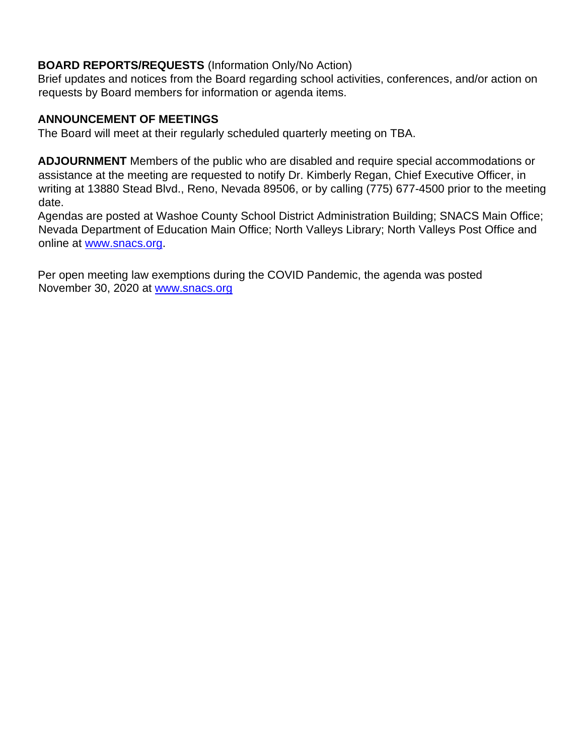**BOARD REPORTS/REQUESTS** (Information Only/No Action)
Brief updates and notices from the Board regarding school activities, conferences, and/or action on requests by Board members for information or agenda items.

**ANNOUNCEMENT OF MEETINGS**
The Board will meet at their regularly scheduled quarterly meeting on TBA.

**ADJOURNMENT** Members of the public who are disabled and require special accommodations or assistance at the meeting are requested to notify Dr. Kimberly Regan, Chief Executive Officer, in writing at 13880 Stead Blvd., Reno, Nevada 89506, or by calling (775) 677-4500 prior to the meeting date.
Agendas are posted at Washoe County School District Administration Building; SNACS Main Office; Nevada Department of Education Main Office; North Valleys Library; North Valleys Post Office and online at [www.snacs.org](http://www.snacs.org).

Per open meeting law exemptions during the COVID Pandemic, the agenda was posted November 30, 2020 at [www.snacs.org](http://www.snacs.org)